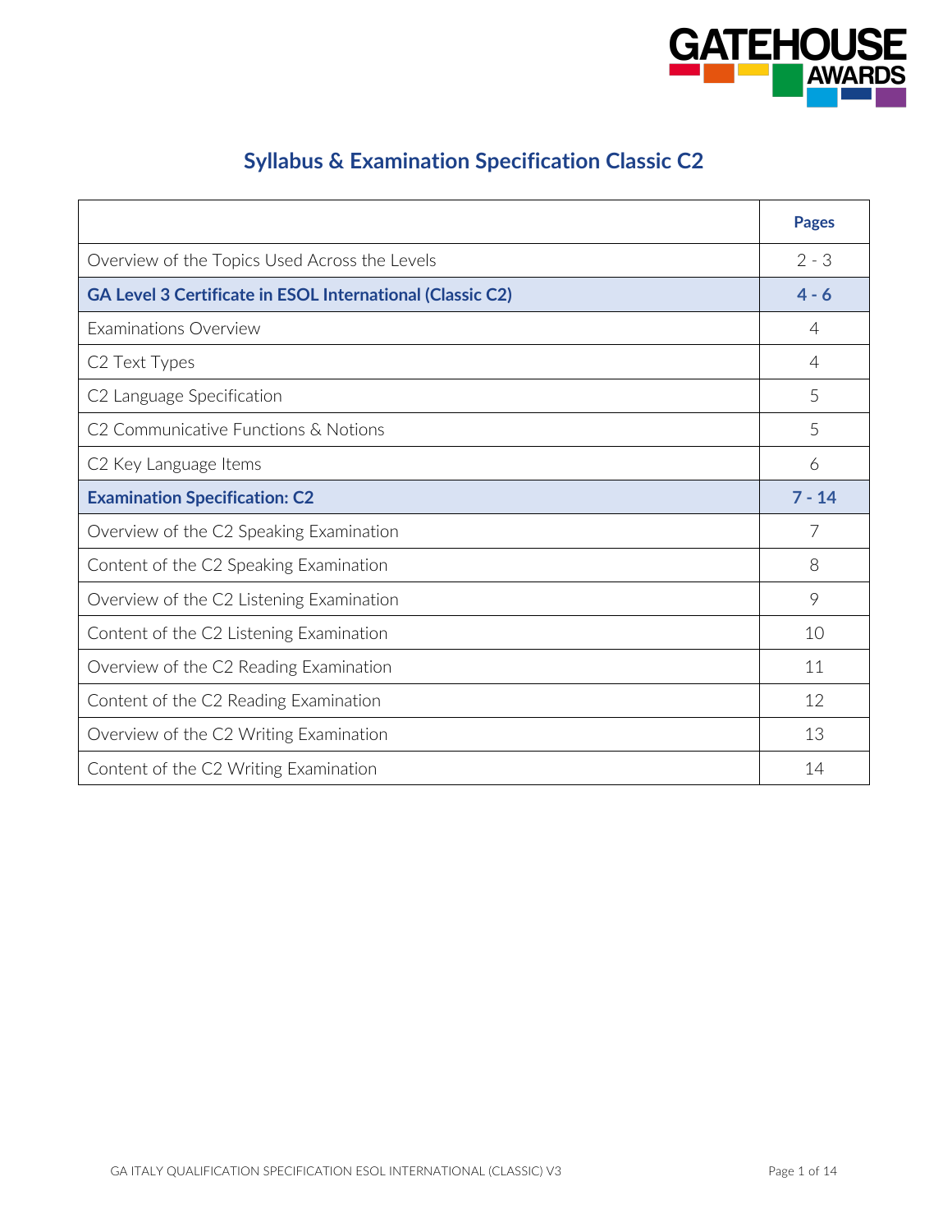# Syllabus & Examination Specification Classic C2

| | Pages |
|---|---|
| Overview of the Topics Used Across the Levels | 2 - 3 |
| **GA Level 3 Certificate in ESOL International (Classic C2)** | **4 - 6** |
| Examinations Overview | 4 |
| C2 Text Types | 4 |
| C2 Language Specification | 5 |
| C2 Communicative Functions & Notions | 5 |
| C2 Key Language Items | 6 |
| **Examination Specification: C2** | **7 - 14** |
| Overview of the C2 Speaking Examination | 7 |
| Content of the C2 Speaking Examination | 8 |
| Overview of the C2 Listening Examination | 9 |
| Content of the C2 Listening Examination | 10 |
| Overview of the C2 Reading Examination | 11 |
| Content of the C2 Reading Examination | 12 |
| Overview of the C2 Writing Examination | 13 |
| Content of the C2 Writing Examination | 14 |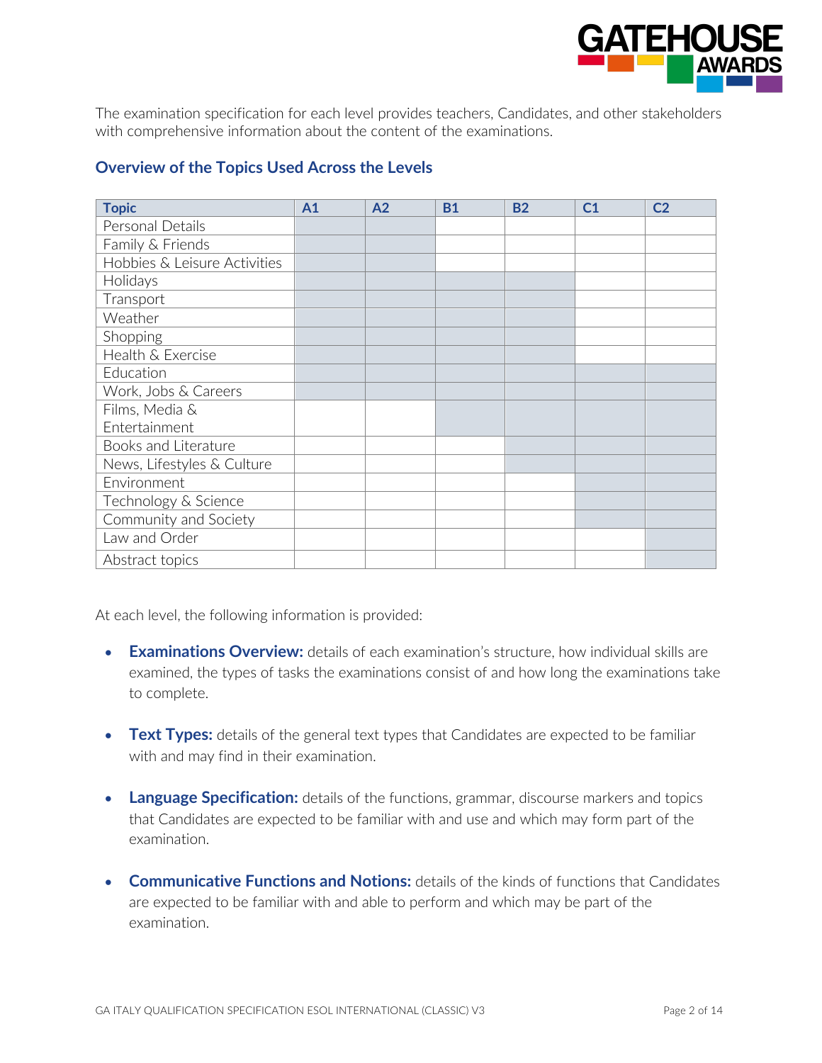The examination specification for each level provides teachers, Candidates, and other stakeholders with comprehensive information about the content of the examinations.

## Overview of the Topics Used Across the Levels

| Topic | A1 | A2 | B1 | B2 | C1 | C2 |
|---|---|---|---|---|---|---|
| Personal Details | ✓ | ✓ | | | | |
| Family & Friends | ✓ | ✓ | | | | |
| Hobbies & Leisure Activities | ✓ | ✓ | | | | |
| Holidays | ✓ | ✓ | ✓ | ✓ | | |
| Transport | ✓ | ✓ | ✓ | ✓ | | |
| Weather | ✓ | ✓ | ✓ | ✓ | | |
| Shopping | ✓ | ✓ | ✓ | ✓ | | |
| Health & Exercise | ✓ | ✓ | ✓ | ✓ | | |
| Education | ✓ | ✓ | ✓ | ✓ | ✓ | ✓ |
| Work, Jobs & Careers | ✓ | ✓ | ✓ | ✓ | ✓ | ✓ |
| Films, Media & Entertainment | | | ✓ | ✓ | ✓ | ✓ |
| Books and Literature | | | | ✓ | ✓ | ✓ |
| News, Lifestyles & Culture | | | | ✓ | ✓ | ✓ |
| Environment | | | | | ✓ | ✓ |
| Technology & Science | | | | | ✓ | ✓ |
| Community and Society | | | | | ✓ | ✓ |
| Law and Order | | | | | | ✓ |
| Abstract topics | | | | | | ✓ |

At each level, the following information is provided:

- **Examinations Overview:** details of each examination's structure, how individual skills are examined, the types of tasks the examinations consist of and how long the examinations take to complete.
- **Text Types:** details of the general text types that Candidates are expected to be familiar with and may find in their examination.
- **Language Specification:** details of the functions, grammar, discourse markers and topics that Candidates are expected to be familiar with and use and which may form part of the examination.
- **Communicative Functions and Notions:** details of the kinds of functions that Candidates are expected to be familiar with and able to perform and which may be part of the examination.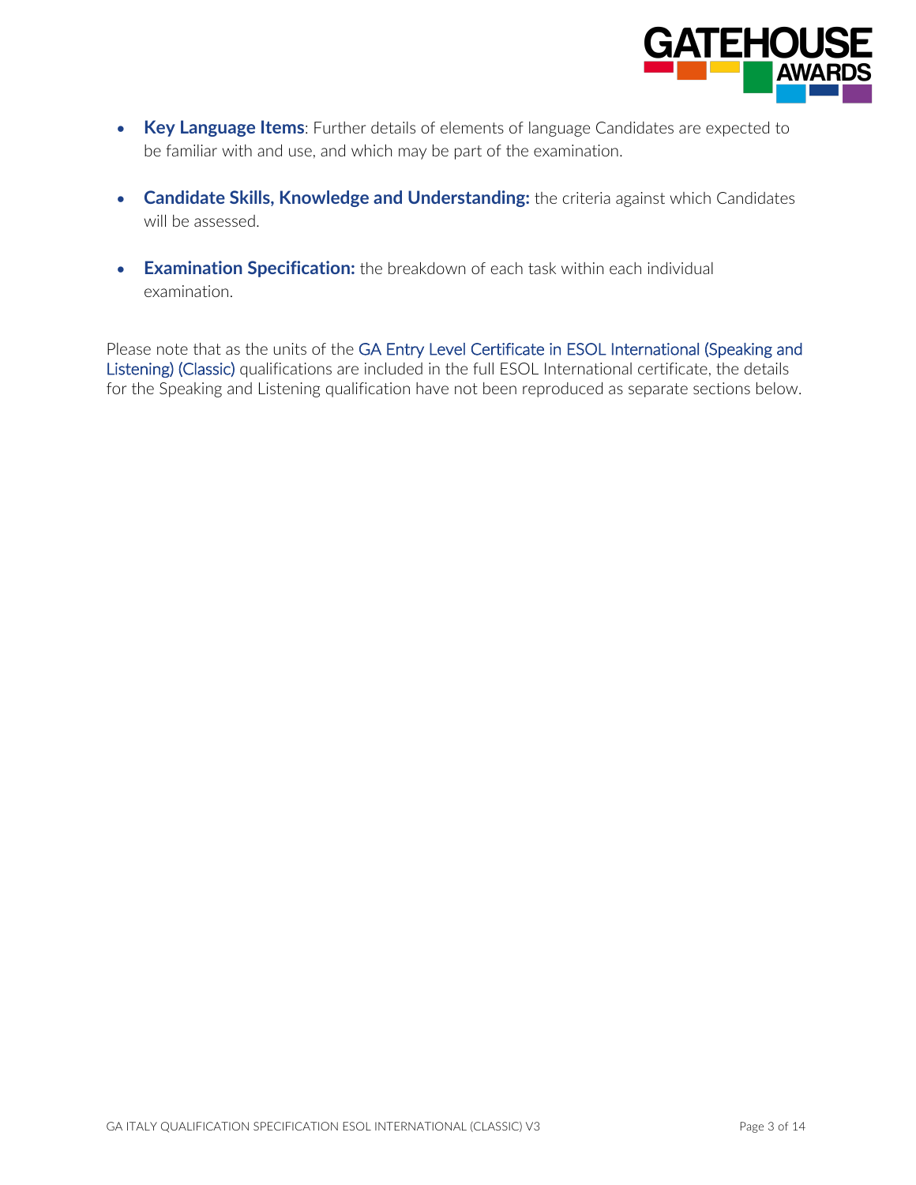- **Key Language Items**: Further details of elements of language Candidates are expected to be familiar with and use, and which may be part of the examination.

- **Candidate Skills, Knowledge and Understanding:** the criteria against which Candidates will be assessed.

- **Examination Specification:** the breakdown of each task within each individual examination.

Please note that as the units of the GA Entry Level Certificate in ESOL International (Speaking and Listening) (Classic) qualifications are included in the full ESOL International certificate, the details for the Speaking and Listening qualification have not been reproduced as separate sections below.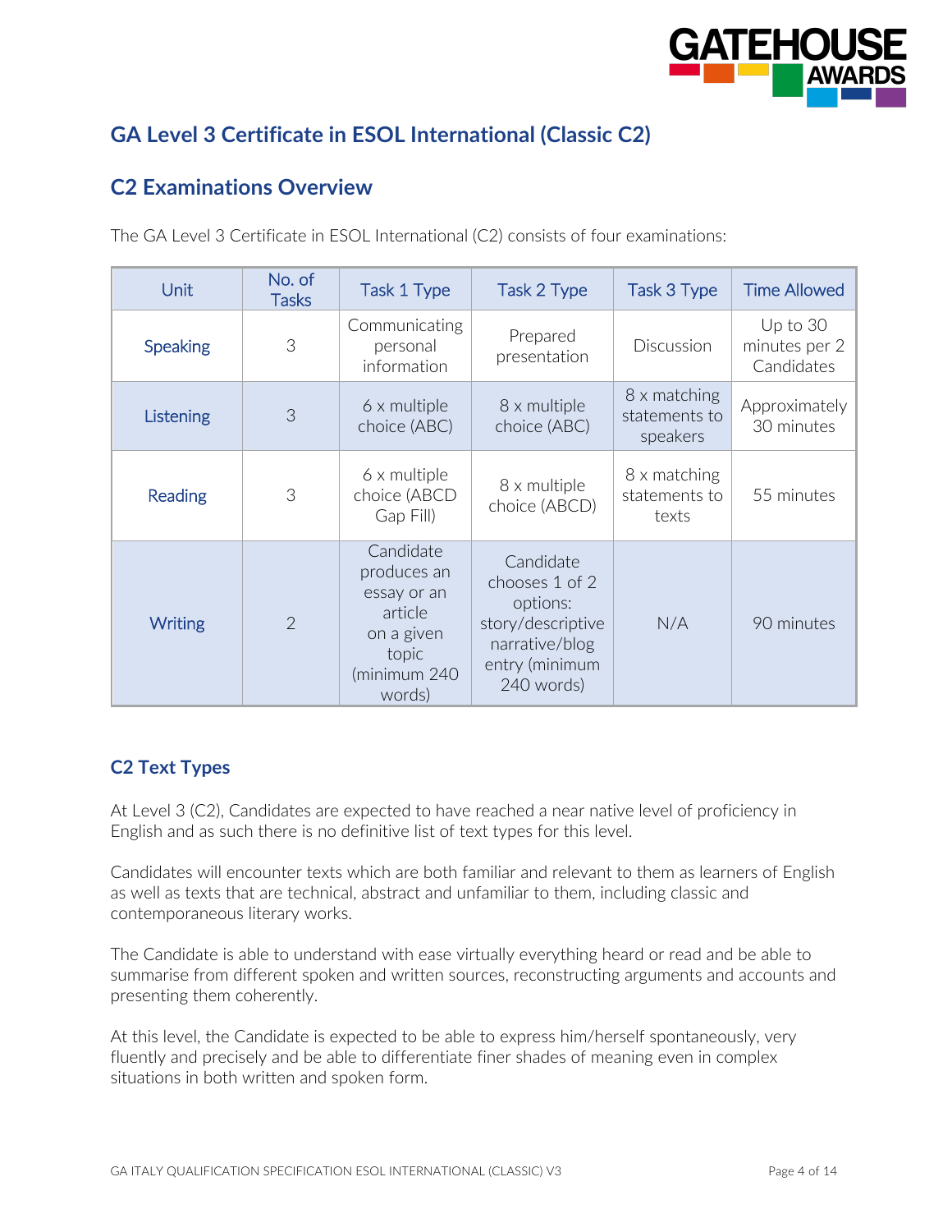## GA Level 3 Certificate in ESOL International (Classic C2)

## C2 Examinations Overview

The GA Level 3 Certificate in ESOL International (C2) consists of four examinations:

| Unit | No. of Tasks | Task 1 Type | Task 2 Type | Task 3 Type | Time Allowed |
|---|---|---|---|---|---|
| Speaking | 3 | Communicating personal information | Prepared presentation | Discussion | Up to 30 minutes per 2 Candidates |
| Listening | 3 | 6 x multiple choice (ABC) | 8 x multiple choice (ABC) | 8 x matching statements to speakers | Approximately 30 minutes |
| Reading | 3 | 6 x multiple choice (ABCD Gap Fill) | 8 x multiple choice (ABCD) | 8 x matching statements to texts | 55 minutes |
| Writing | 2 | Candidate produces an essay or an article on a given topic (minimum 240 words) | Candidate chooses 1 of 2 options: story/descriptive narrative/blog entry (minimum 240 words) | N/A | 90 minutes |

### C2 Text Types

At Level 3 (C2), Candidates are expected to have reached a near native level of proficiency in English and as such there is no definitive list of text types for this level.

Candidates will encounter texts which are both familiar and relevant to them as learners of English as well as texts that are technical, abstract and unfamiliar to them, including classic and contemporaneous literary works.

The Candidate is able to understand with ease virtually everything heard or read and be able to summarise from different spoken and written sources, reconstructing arguments and accounts and presenting them coherently.

At this level, the Candidate is expected to be able to express him/herself spontaneously, very fluently and precisely and be able to differentiate finer shades of meaning even in complex situations in both written and spoken form.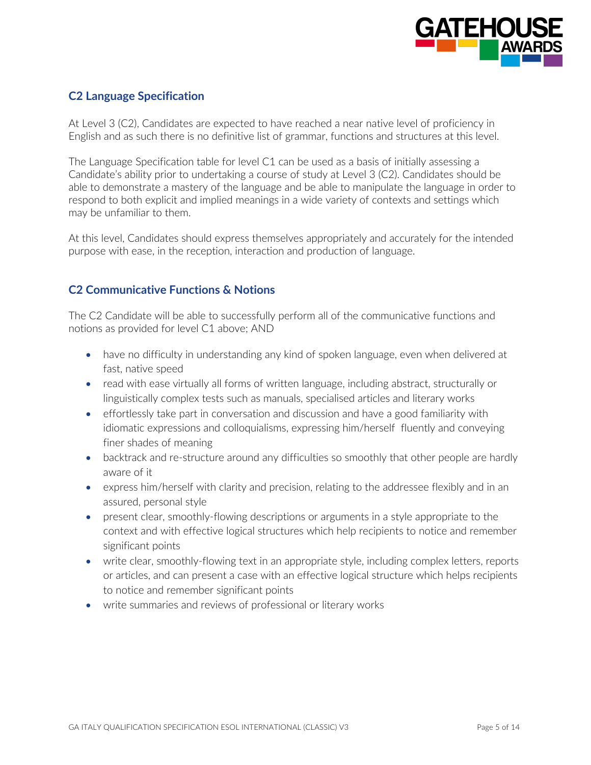## C2 Language Specification

At Level 3 (C2), Candidates are expected to have reached a near native level of proficiency in English and as such there is no definitive list of grammar, functions and structures at this level.

The Language Specification table for level C1 can be used as a basis of initially assessing a Candidate's ability prior to undertaking a course of study at Level 3 (C2). Candidates should be able to demonstrate a mastery of the language and be able to manipulate the language in order to respond to both explicit and implied meanings in a wide variety of contexts and settings which may be unfamiliar to them.

At this level, Candidates should express themselves appropriately and accurately for the intended purpose with ease, in the reception, interaction and production of language.

## C2 Communicative Functions & Notions

The C2 Candidate will be able to successfully perform all of the communicative functions and notions as provided for level C1 above; AND

- have no difficulty in understanding any kind of spoken language, even when delivered at fast, native speed
- read with ease virtually all forms of written language, including abstract, structurally or linguistically complex tests such as manuals, specialised articles and literary works
- effortlessly take part in conversation and discussion and have a good familiarity with idiomatic expressions and colloquialisms, expressing him/herself fluently and conveying finer shades of meaning
- backtrack and re-structure around any difficulties so smoothly that other people are hardly aware of it
- express him/herself with clarity and precision, relating to the addressee flexibly and in an assured, personal style
- present clear, smoothly-flowing descriptions or arguments in a style appropriate to the context and with effective logical structures which help recipients to notice and remember significant points
- write clear, smoothly-flowing text in an appropriate style, including complex letters, reports or articles, and can present a case with an effective logical structure which helps recipients to notice and remember significant points
- write summaries and reviews of professional or literary works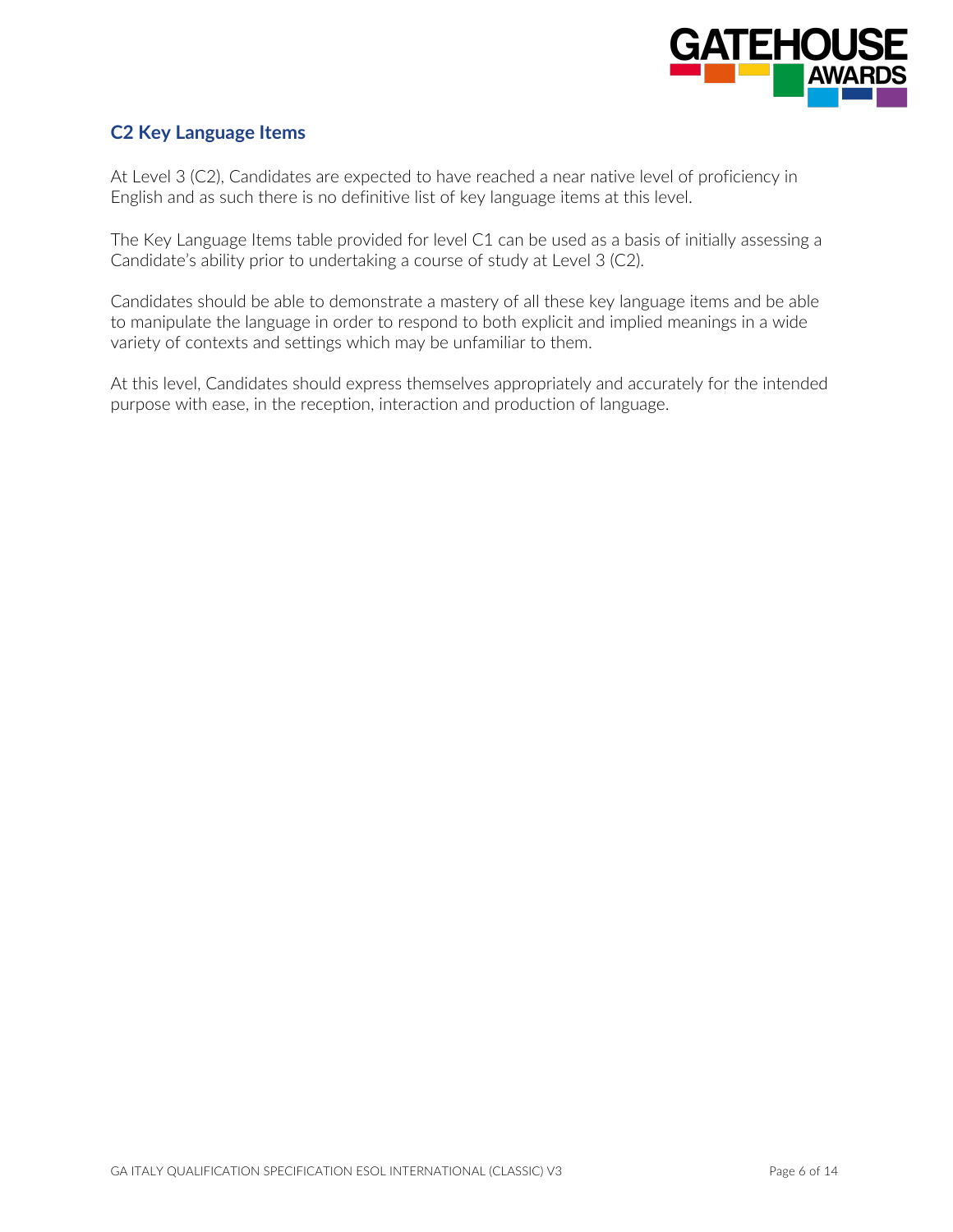## C2 Key Language Items

At Level 3 (C2), Candidates are expected to have reached a near native level of proficiency in English and as such there is no definitive list of key language items at this level.

The Key Language Items table provided for level C1 can be used as a basis of initially assessing a Candidate's ability prior to undertaking a course of study at Level 3 (C2).

Candidates should be able to demonstrate a mastery of all these key language items and be able to manipulate the language in order to respond to both explicit and implied meanings in a wide variety of contexts and settings which may be unfamiliar to them.

At this level, Candidates should express themselves appropriately and accurately for the intended purpose with ease, in the reception, interaction and production of language.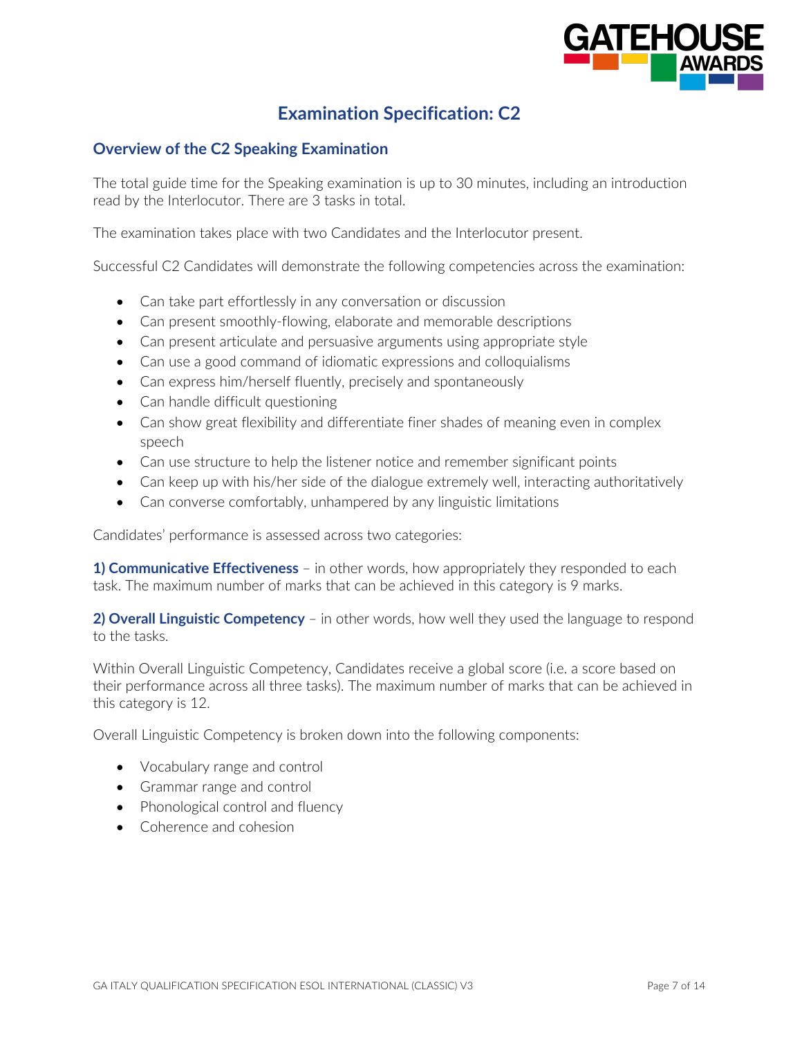# Examination Specification: C2

## Overview of the C2 Speaking Examination

The total guide time for the Speaking examination is up to 30 minutes, including an introduction read by the Interlocutor. There are 3 tasks in total.

The examination takes place with two Candidates and the Interlocutor present.

Successful C2 Candidates will demonstrate the following competencies across the examination:

- Can take part effortlessly in any conversation or discussion
- Can present smoothly-flowing, elaborate and memorable descriptions
- Can present articulate and persuasive arguments using appropriate style
- Can use a good command of idiomatic expressions and colloquialisms
- Can express him/herself fluently, precisely and spontaneously
- Can handle difficult questioning
- Can show great flexibility and differentiate finer shades of meaning even in complex speech
- Can use structure to help the listener notice and remember significant points
- Can keep up with his/her side of the dialogue extremely well, interacting authoritatively
- Can converse comfortably, unhampered by any linguistic limitations

Candidates' performance is assessed across two categories:

**1) Communicative Effectiveness** – in other words, how appropriately they responded to each task. The maximum number of marks that can be achieved in this category is 9 marks.

**2) Overall Linguistic Competency** – in other words, how well they used the language to respond to the tasks.

Within Overall Linguistic Competency, Candidates receive a global score (i.e. a score based on their performance across all three tasks). The maximum number of marks that can be achieved in this category is 12.

Overall Linguistic Competency is broken down into the following components:

- Vocabulary range and control
- Grammar range and control
- Phonological control and fluency
- Coherence and cohesion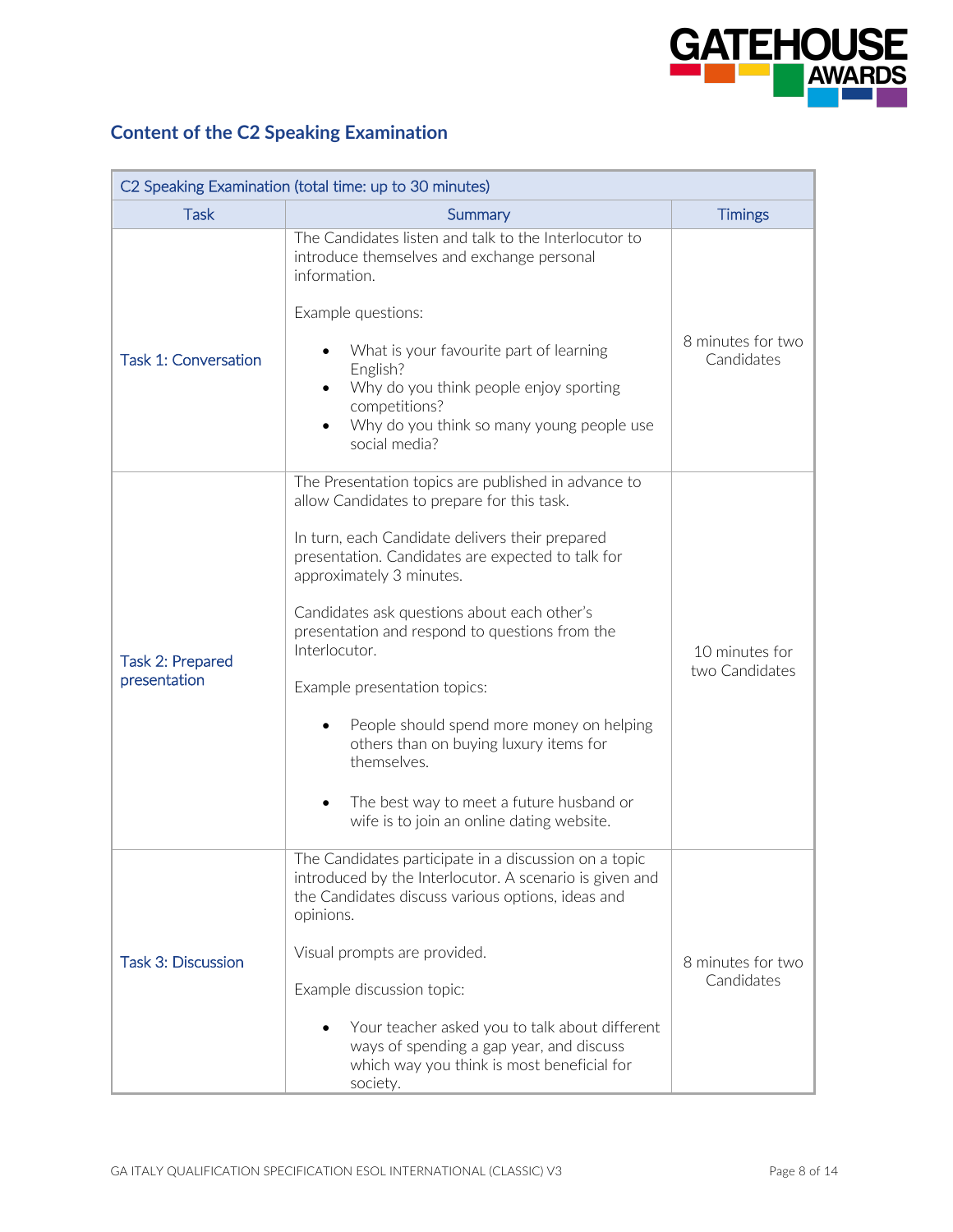## Content of the C2 Speaking Examination

| C2 Speaking Examination (total time: up to 30 minutes) | | |
|---|---|---|
| Task | Summary | Timings |
| Task 1: Conversation | The Candidates listen and talk to the Interlocutor to introduce themselves and exchange personal information.<br><br>Example questions:<br><br>• What is your favourite part of learning English?<br>• Why do you think people enjoy sporting competitions?<br>• Why do you think so many young people use social media? | 8 minutes for two Candidates |
| Task 2: Prepared presentation | The Presentation topics are published in advance to allow Candidates to prepare for this task.<br><br>In turn, each Candidate delivers their prepared presentation. Candidates are expected to talk for approximately 3 minutes.<br><br>Candidates ask questions about each other's presentation and respond to questions from the Interlocutor.<br><br>Example presentation topics:<br><br>• People should spend more money on helping others than on buying luxury items for themselves.<br><br>• The best way to meet a future husband or wife is to join an online dating website. | 10 minutes for two Candidates |
| Task 3: Discussion | The Candidates participate in a discussion on a topic introduced by the Interlocutor. A scenario is given and the Candidates discuss various options, ideas and opinions.<br><br>Visual prompts are provided.<br><br>Example discussion topic:<br><br>• Your teacher asked you to talk about different ways of spending a gap year, and discuss which way you think is most beneficial for society. | 8 minutes for two Candidates |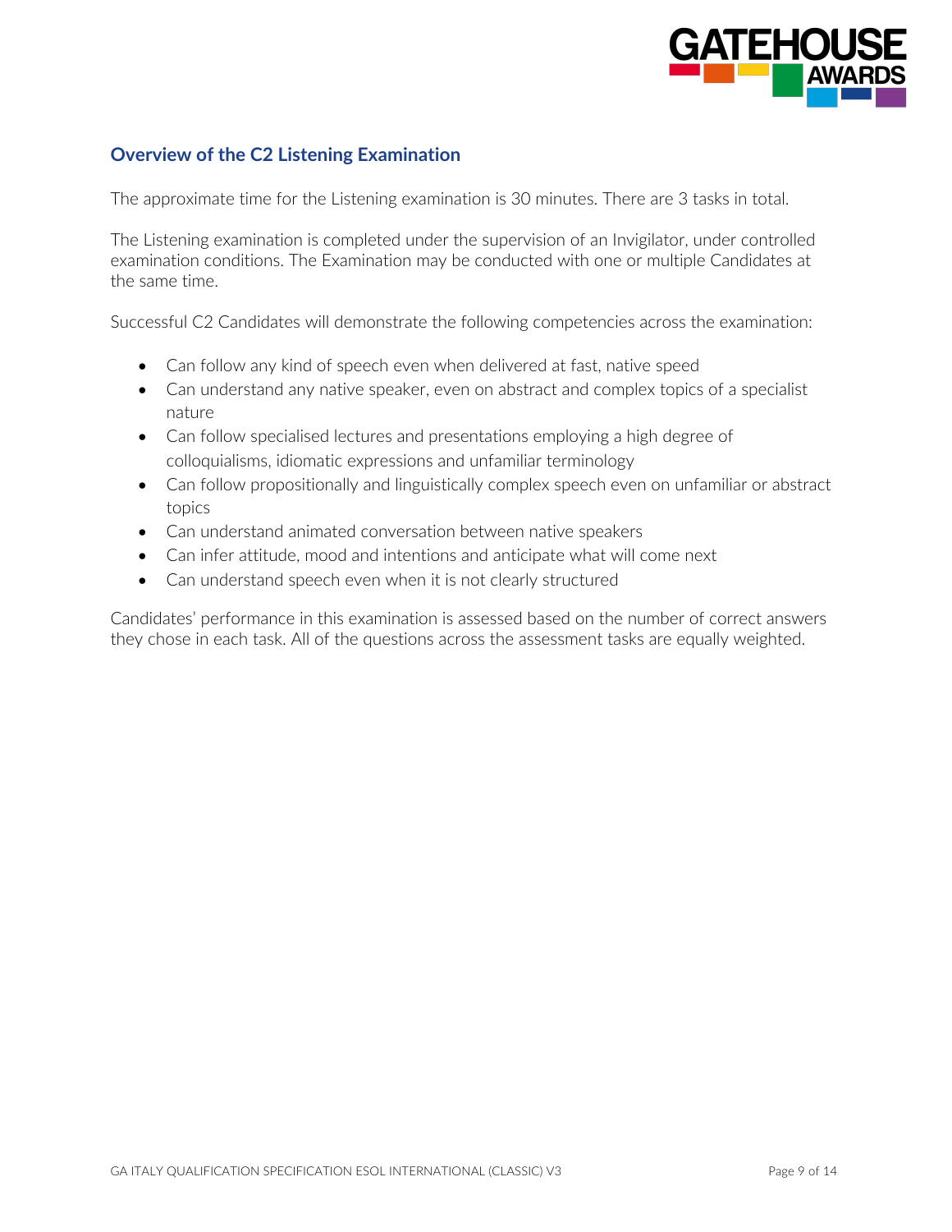## Overview of the C2 Listening Examination

The approximate time for the Listening examination is 30 minutes. There are 3 tasks in total.

The Listening examination is completed under the supervision of an Invigilator, under controlled examination conditions. The Examination may be conducted with one or multiple Candidates at the same time.

Successful C2 Candidates will demonstrate the following competencies across the examination:

- Can follow any kind of speech even when delivered at fast, native speed
- Can understand any native speaker, even on abstract and complex topics of a specialist nature
- Can follow specialised lectures and presentations employing a high degree of colloquialisms, idiomatic expressions and unfamiliar terminology
- Can follow propositionally and linguistically complex speech even on unfamiliar or abstract topics
- Can understand animated conversation between native speakers
- Can infer attitude, mood and intentions and anticipate what will come next
- Can understand speech even when it is not clearly structured

Candidates' performance in this examination is assessed based on the number of correct answers they chose in each task. All of the questions across the assessment tasks are equally weighted.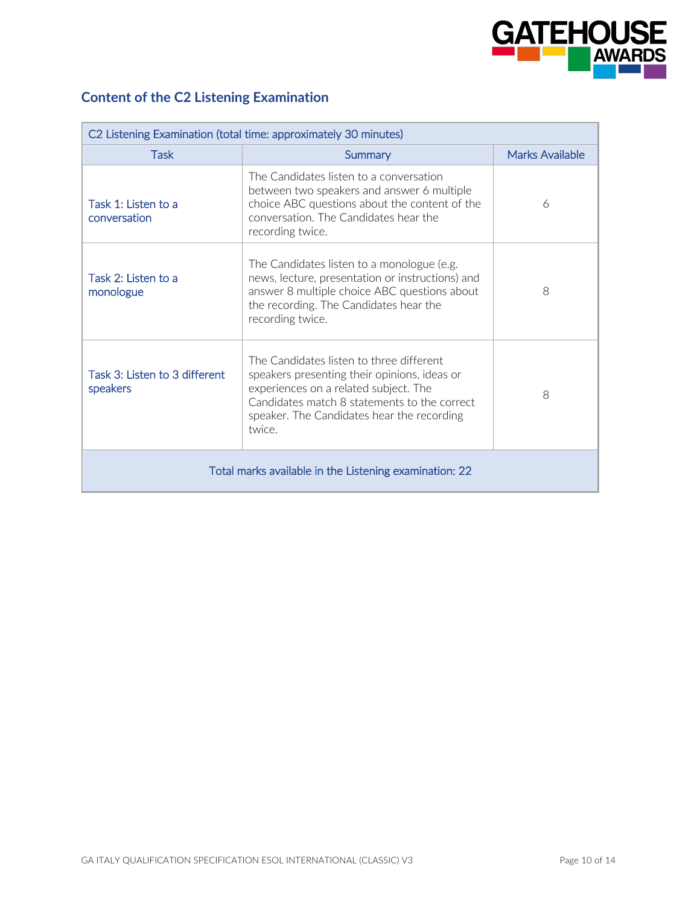## Content of the C2 Listening Examination

| C2 Listening Examination (total time: approximately 30 minutes) | | |
|---|---|---|
| Task | Summary | Marks Available |
| Task 1: Listen to a conversation | The Candidates listen to a conversation between two speakers and answer 6 multiple choice ABC questions about the content of the conversation. The Candidates hear the recording twice. | 6 |
| Task 2: Listen to a monologue | The Candidates listen to a monologue (e.g. news, lecture, presentation or instructions) and answer 8 multiple choice ABC questions about the recording. The Candidates hear the recording twice. | 8 |
| Task 3: Listen to 3 different speakers | The Candidates listen to three different speakers presenting their opinions, ideas or experiences on a related subject. The Candidates match 8 statements to the correct speaker. The Candidates hear the recording twice. | 8 |
| Total marks available in the Listening examination: 22 | | |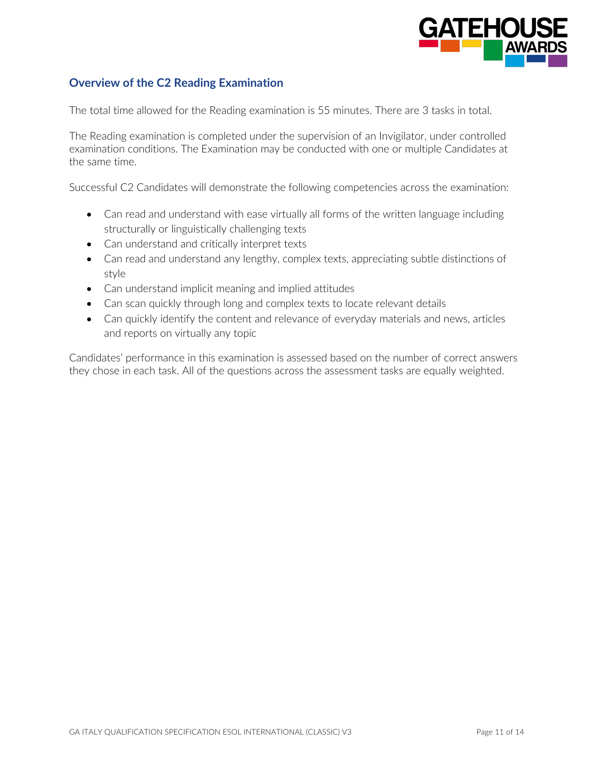## Overview of the C2 Reading Examination

The total time allowed for the Reading examination is 55 minutes. There are 3 tasks in total.

The Reading examination is completed under the supervision of an Invigilator, under controlled examination conditions. The Examination may be conducted with one or multiple Candidates at the same time.

Successful C2 Candidates will demonstrate the following competencies across the examination:

- Can read and understand with ease virtually all forms of the written language including structurally or linguistically challenging texts
- Can understand and critically interpret texts
- Can read and understand any lengthy, complex texts, appreciating subtle distinctions of style
- Can understand implicit meaning and implied attitudes
- Can scan quickly through long and complex texts to locate relevant details
- Can quickly identify the content and relevance of everyday materials and news, articles and reports on virtually any topic

Candidates' performance in this examination is assessed based on the number of correct answers they chose in each task. All of the questions across the assessment tasks are equally weighted.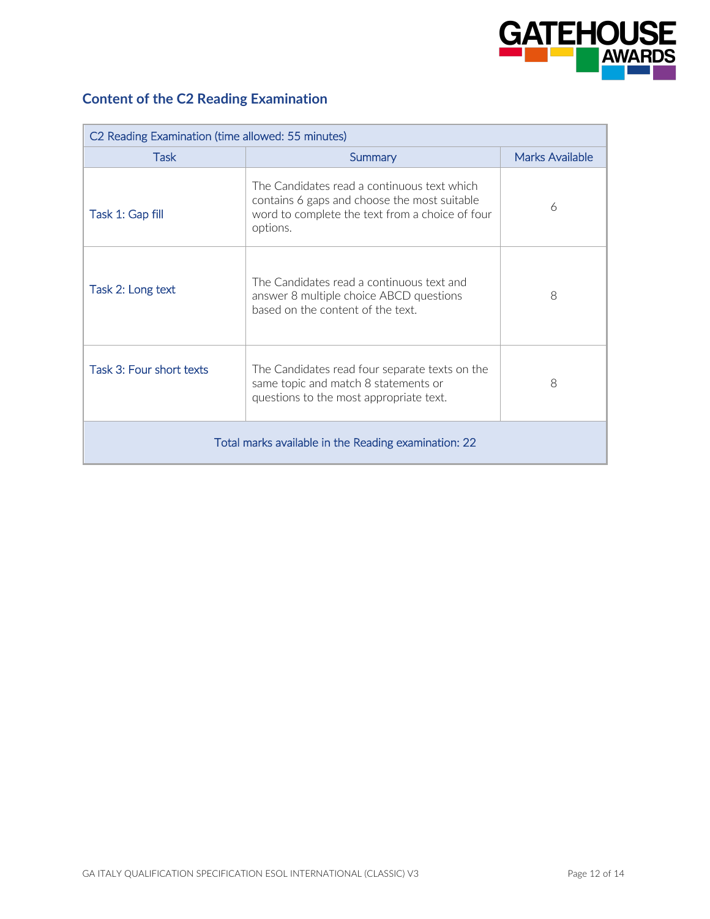## Content of the C2 Reading Examination

| C2 Reading Examination (time allowed: 55 minutes) | | |
|---|---|---|
| Task | Summary | Marks Available |
| Task 1: Gap fill | The Candidates read a continuous text which contains 6 gaps and choose the most suitable word to complete the text from a choice of four options. | 6 |
| Task 2: Long text | The Candidates read a continuous text and answer 8 multiple choice ABCD questions based on the content of the text. | 8 |
| Task 3: Four short texts | The Candidates read four separate texts on the same topic and match 8 statements or questions to the most appropriate text. | 8 |
| Total marks available in the Reading examination: 22 | | |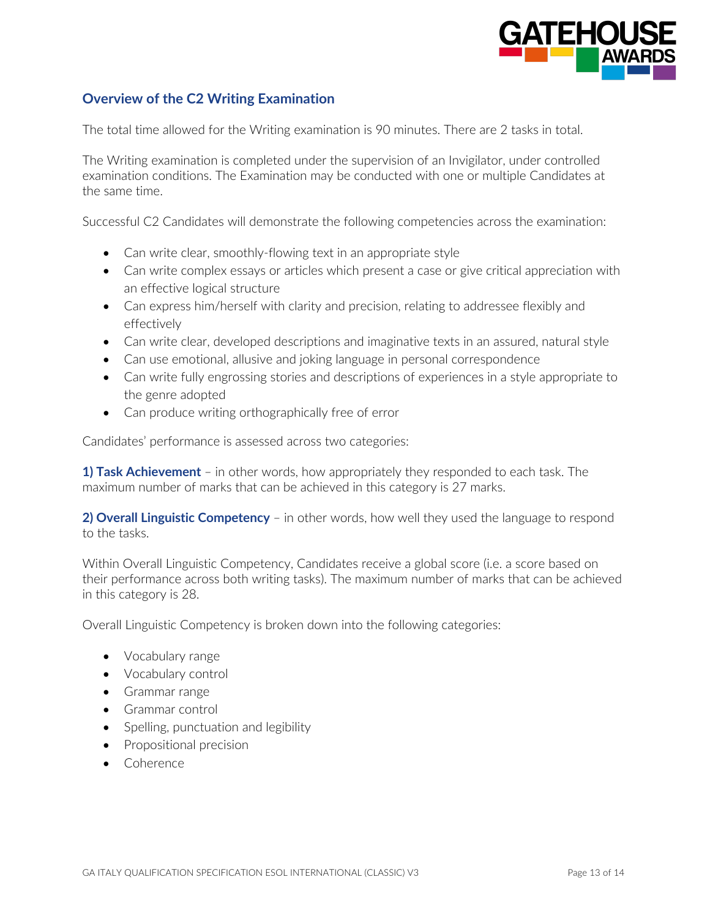## Overview of the C2 Writing Examination

The total time allowed for the Writing examination is 90 minutes. There are 2 tasks in total.

The Writing examination is completed under the supervision of an Invigilator, under controlled examination conditions. The Examination may be conducted with one or multiple Candidates at the same time.

Successful C2 Candidates will demonstrate the following competencies across the examination:

- Can write clear, smoothly-flowing text in an appropriate style
- Can write complex essays or articles which present a case or give critical appreciation with an effective logical structure
- Can express him/herself with clarity and precision, relating to addressee flexibly and effectively
- Can write clear, developed descriptions and imaginative texts in an assured, natural style
- Can use emotional, allusive and joking language in personal correspondence
- Can write fully engrossing stories and descriptions of experiences in a style appropriate to the genre adopted
- Can produce writing orthographically free of error

Candidates' performance is assessed across two categories:

**1) Task Achievement** – in other words, how appropriately they responded to each task. The maximum number of marks that can be achieved in this category is 27 marks.

**2) Overall Linguistic Competency** – in other words, how well they used the language to respond to the tasks.

Within Overall Linguistic Competency, Candidates receive a global score (i.e. a score based on their performance across both writing tasks). The maximum number of marks that can be achieved in this category is 28.

Overall Linguistic Competency is broken down into the following categories:

- Vocabulary range
- Vocabulary control
- Grammar range
- Grammar control
- Spelling, punctuation and legibility
- Propositional precision
- Coherence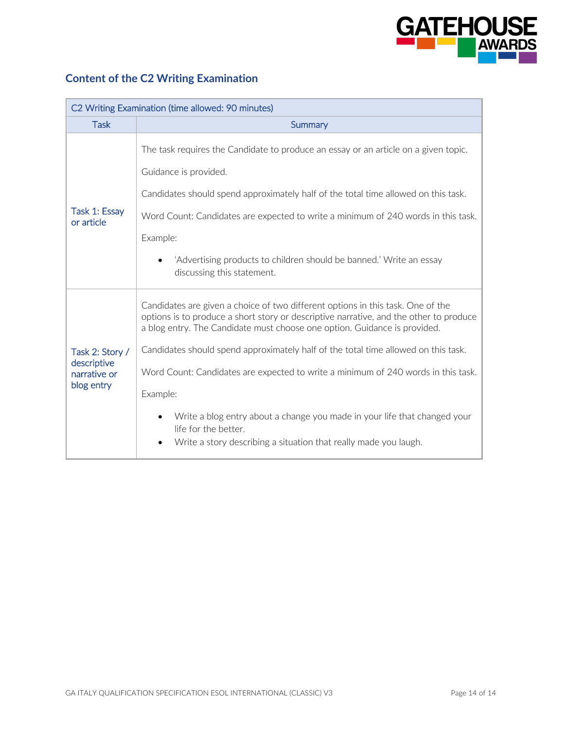## Content of the C2 Writing Examination

| C2 Writing Examination (time allowed: 90 minutes) | |
|---|---|
| Task | Summary |
| Task 1: Essay or article | The task requires the Candidate to produce an essay or an article on a given topic.<br><br>Guidance is provided.<br><br>Candidates should spend approximately half of the total time allowed on this task.<br><br>Word Count: Candidates are expected to write a minimum of 240 words in this task.<br><br>Example:<br><br>• 'Advertising products to children should be banned.' Write an essay discussing this statement. |
| Task 2: Story / descriptive narrative or blog entry | Candidates are given a choice of two different options in this task. One of the options is to produce a short story or descriptive narrative, and the other to produce a blog entry. The Candidate must choose one option. Guidance is provided.<br><br>Candidates should spend approximately half of the total time allowed on this task.<br><br>Word Count: Candidates are expected to write a minimum of 240 words in this task.<br><br>Example:<br><br>• Write a blog entry about a change you made in your life that changed your life for the better.<br>• Write a story describing a situation that really made you laugh. |